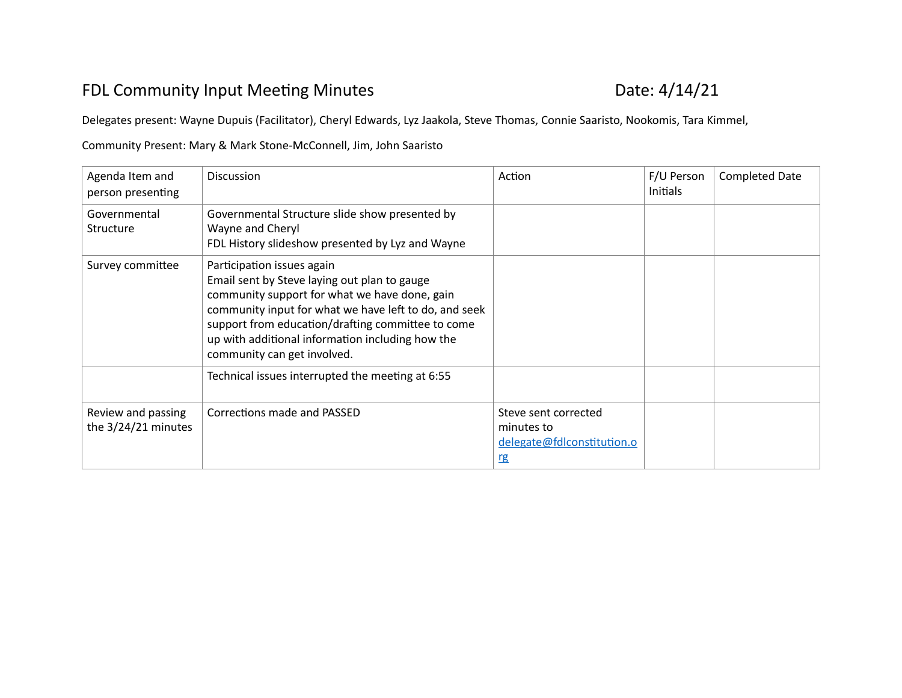# FDL Community Input Meeting Minutes

Date: 4/14/21

Delegates present: Wayne Dupuis (Facilitator), Cheryl Edwards, Lyz Jaakola, Steve Thomas, Connie Saaristo, Nookomis, Tara Kimmel,

Community Present: Mary & Mark Stone-McConnell, Jim, John Saaristo

| Agenda Item and person presenting | Discussion | Action | F/U Person Initials | Completed Date |
|---|---|---|---|---|
| Governmental Structure | Governmental Structure slide show presented by Wayne and Cheryl<br>FDL History slideshow presented by Lyz and Wayne | | | |
| Survey committee | Participation issues again<br>Email sent by Steve laying out plan to gauge community support for what we have done, gain community input for what we have left to do, and seek support from education/drafting committee to come up with additional information including how the community can get involved. | | | |
| | Technical issues interrupted the meeting at 6:55 | | | |
| Review and passing the 3/24/21 minutes | Corrections made and PASSED | Steve sent corrected minutes to delegate@fdlconstitution.org | | |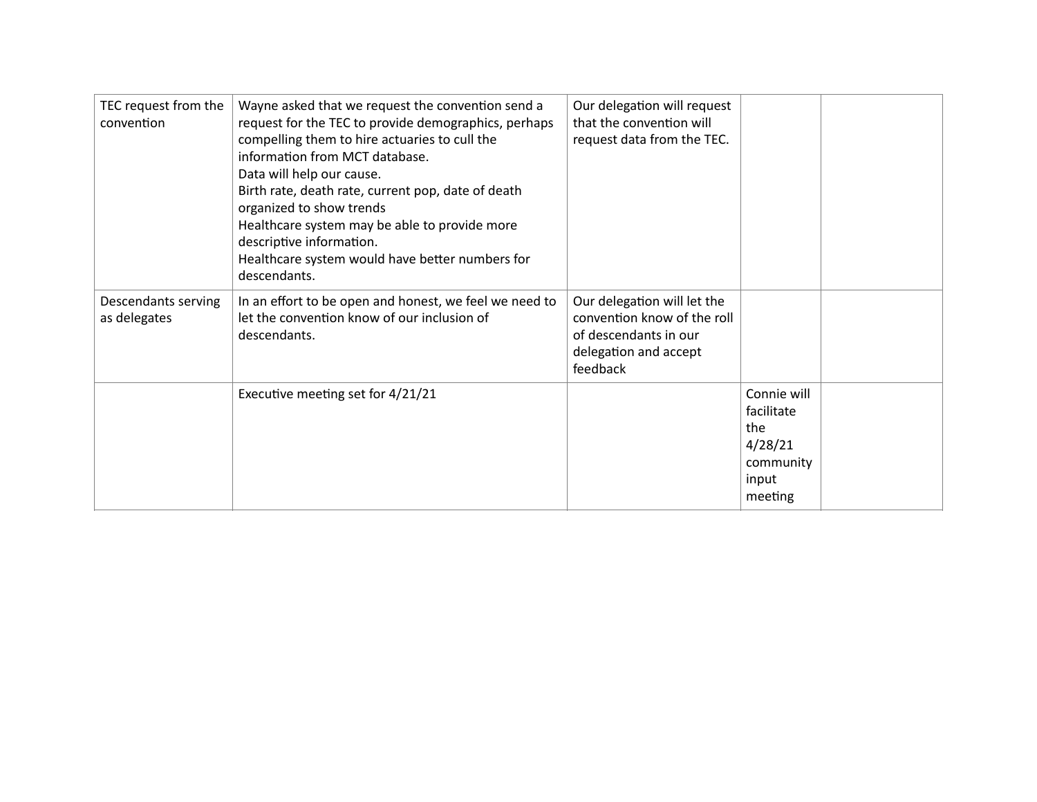| | | | | |
|---|---|---|---|---|
| TEC request from the convention | Wayne asked that we request the convention send a request for the TEC to provide demographics, perhaps compelling them to hire actuaries to cull the information from MCT database.<br>Data will help our cause.<br>Birth rate, death rate, current pop, date of death organized to show trends<br>Healthcare system may be able to provide more descriptive information.<br>Healthcare system would have better numbers for descendants. | Our delegation will request that the convention will request data from the TEC. | | |
| Descendants serving as delegates | In an effort to be open and honest, we feel we need to let the convention know of our inclusion of descendants. | Our delegation will let the convention know of the roll of descendants in our delegation and accept feedback | | |
| | Executive meeting set for 4/21/21 | | Connie will facilitate the 4/28/21 community input meeting | |